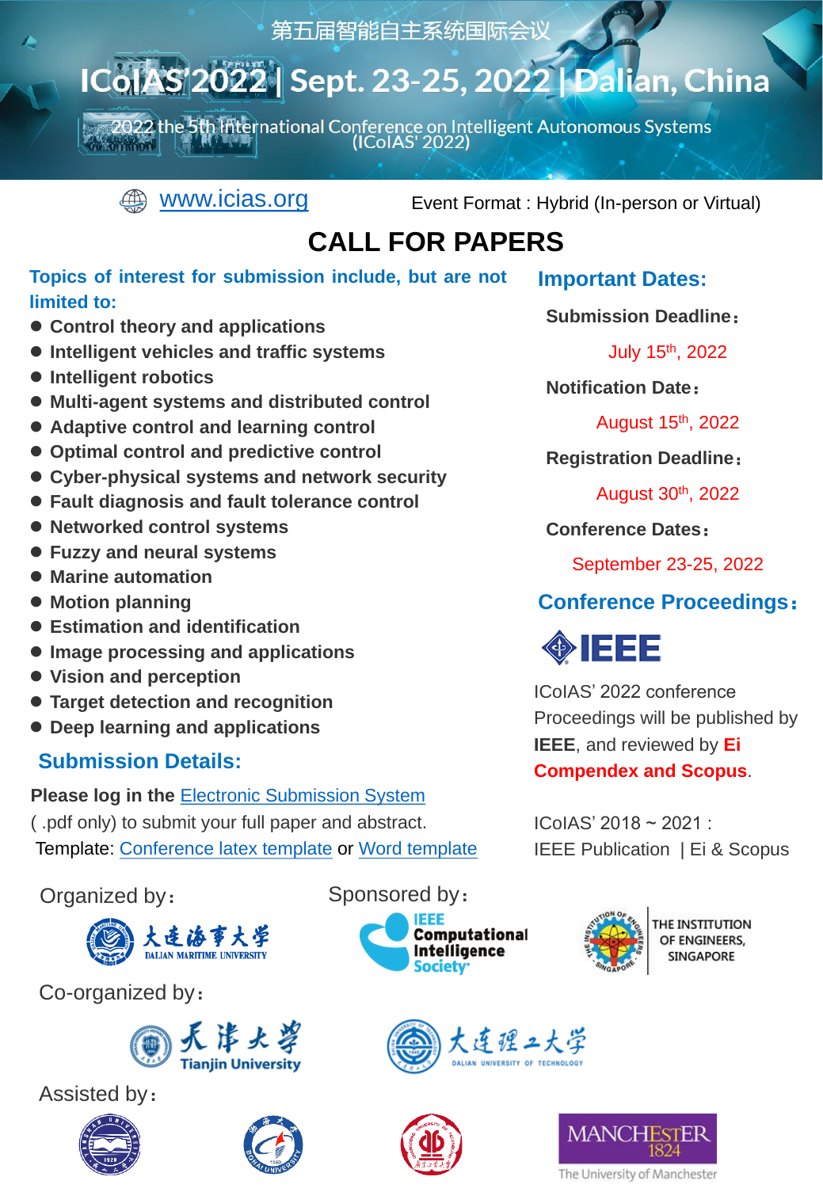第五届智能自主系统国际会议

# ICoIAS'2022 | Sept. 23-25, 2022 | Dalian, China

2022 the 5th International Conference on Intelligent Autonomous Systems (ICoIAS' 2022)

www.icias.org

Event Format : Hybrid (In-person or Virtual)

# CALL FOR PAPERS

**Topics of interest for submission include, but are not limited to:**

- **Control theory and applications**
- **Intelligent vehicles and traffic systems**
- **Intelligent robotics**
- **Multi-agent systems and distributed control**
- **Adaptive control and learning control**
- **Optimal control and predictive control**
- **Cyber-physical systems and network security**
- **Fault diagnosis and fault tolerance control**
- **Networked control systems**
- **Fuzzy and neural systems**
- **Marine automation**
- **Motion planning**
- **Estimation and identification**
- **Image processing and applications**
- **Vision and perception**
- **Target detection and recognition**
- **Deep learning and applications**

## Submission Details:

**Please log in the** Electronic Submission System ( .pdf only) to submit your full paper and abstract.

Template: Conference latex template or Word template

## Important Dates:

**Submission Deadline：**

July 15th, 2022

**Notification Date：**

August 15th, 2022

**Registration Deadline：**

August 30th, 2022

**Conference Dates：**

September 23-25, 2022

## Conference Proceedings：

IEEE

ICoIAS' 2022 conference Proceedings will be published by **IEEE**, and reviewed by **Ei Compendex and Scopus**.

ICoIAS' 2018 ~ 2021 : IEEE Publication | Ei & Scopus

Organized by：

大连海事大学 DALIAN MARITIME UNIVERSITY

Sponsored by：

IEEE Computational Intelligence Society

THE INSTITUTION OF ENGINEERS, SINGAPORE

Co-organized by：

天津大学 Tianjin University

大连理工大学 DALIAN UNIVERSITY OF TECHNOLOGY

Assisted by：

MANCHESTER 1824 The University of Manchester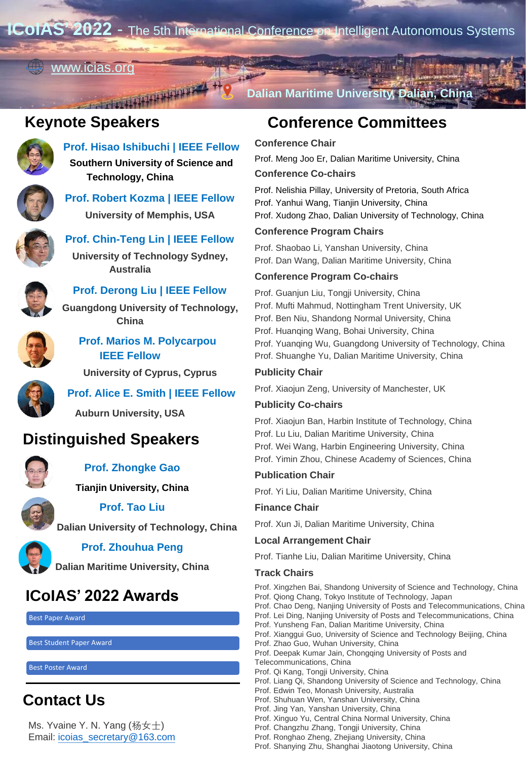# ICoIAS' 2022 - The 5th International Conference on Intelligent Autonomous Systems

www.icias.org

Dalian Maritime University, Dalian, China

## Keynote Speakers

**Prof. Hisao Ishibuchi | IEEE Fellow**
Southern University of Science and Technology, China

**Prof. Robert Kozma | IEEE Fellow**
University of Memphis, USA

**Prof. Chin-Teng Lin | IEEE Fellow**
University of Technology Sydney, Australia

**Prof. Derong Liu | IEEE Fellow**
Guangdong University of Technology, China

**Prof. Marios M. Polycarpou IEEE Fellow**
University of Cyprus, Cyprus

**Prof. Alice E. Smith | IEEE Fellow**
Auburn University, USA

## Distinguished Speakers

**Prof. Zhongke Gao**
Tianjin University, China

**Prof. Tao Liu**
Dalian University of Technology, China

**Prof. Zhouhua Peng**
Dalian Maritime University, China

## ICoIAS' 2022 Awards

- Best Paper Award
- Best Student Paper Award
- Best Poster Award

## Contact Us

Ms. Yvaine Y. N. Yang (杨女士)
Email: icoias_secretary@163.com

## Conference Committees

### Conference Chair

Prof. Meng Joo Er, Dalian Maritime University, China

### Conference Co-chairs

Prof. Nelishia Pillay, University of Pretoria, South Africa
Prof. Yanhui Wang, Tianjin University, China
Prof. Xudong Zhao, Dalian University of Technology, China

### Conference Program Chairs

Prof. Shaobao Li, Yanshan University, China
Prof. Dan Wang, Dalian Maritime University, China

### Conference Program Co-chairs

Prof. Guanjun Liu, Tongji University, China
Prof. Mufti Mahmud, Nottingham Trent University, UK
Prof. Ben Niu, Shandong Normal University, China
Prof. Huanqing Wang, Bohai University, China
Prof. Yuanqing Wu, Guangdong University of Technology, China
Prof. Shuanghe Yu, Dalian Maritime University, China

### Publicity Chair

Prof. Xiaojun Zeng, University of Manchester, UK

### Publicity Co-chairs

Prof. Xiaojun Ban, Harbin Institute of Technology, China
Prof. Lu Liu, Dalian Maritime University, China
Prof. Wei Wang, Harbin Engineering University, China
Prof. Yimin Zhou, Chinese Academy of Sciences, China

### Publication Chair

Prof. Yi Liu, Dalian Maritime University, China

### Finance Chair

Prof. Xun Ji, Dalian Maritime University, China

### Local Arrangement Chair

Prof. Tianhe Liu, Dalian Maritime University, China

### Track Chairs

Prof. Xingzhen Bai, Shandong University of Science and Technology, China
Prof. Qiong Chang, Tokyo Institute of Technology, Japan
Prof. Chao Deng, Nanjing University of Posts and Telecommunications, China
Prof. Lei Ding, Nanjing University of Posts and Telecommunications, China
Prof. Yunsheng Fan, Dalian Maritime University, China
Prof. Xianggui Guo, University of Science and Technology Beijing, China
Prof. Zhao Guo, Wuhan University, China
Prof. Deepak Kumar Jain, Chongqing University of Posts and Telecommunications, China
Prof. Qi Kang, Tongji University, China
Prof. Liang Qi, Shandong University of Science and Technology, China
Prof. Edwin Teo, Monash University, Australia
Prof. Shuhuan Wen, Yanshan University, China
Prof. Jing Yan, Yanshan University, China
Prof. Xinguo Yu, Central China Normal University, China
Prof. Changzhu Zhang, Tongji University, China
Prof. Ronghao Zheng, Zhejiang University, China
Prof. Shanying Zhu, Shanghai Jiaotong University, China